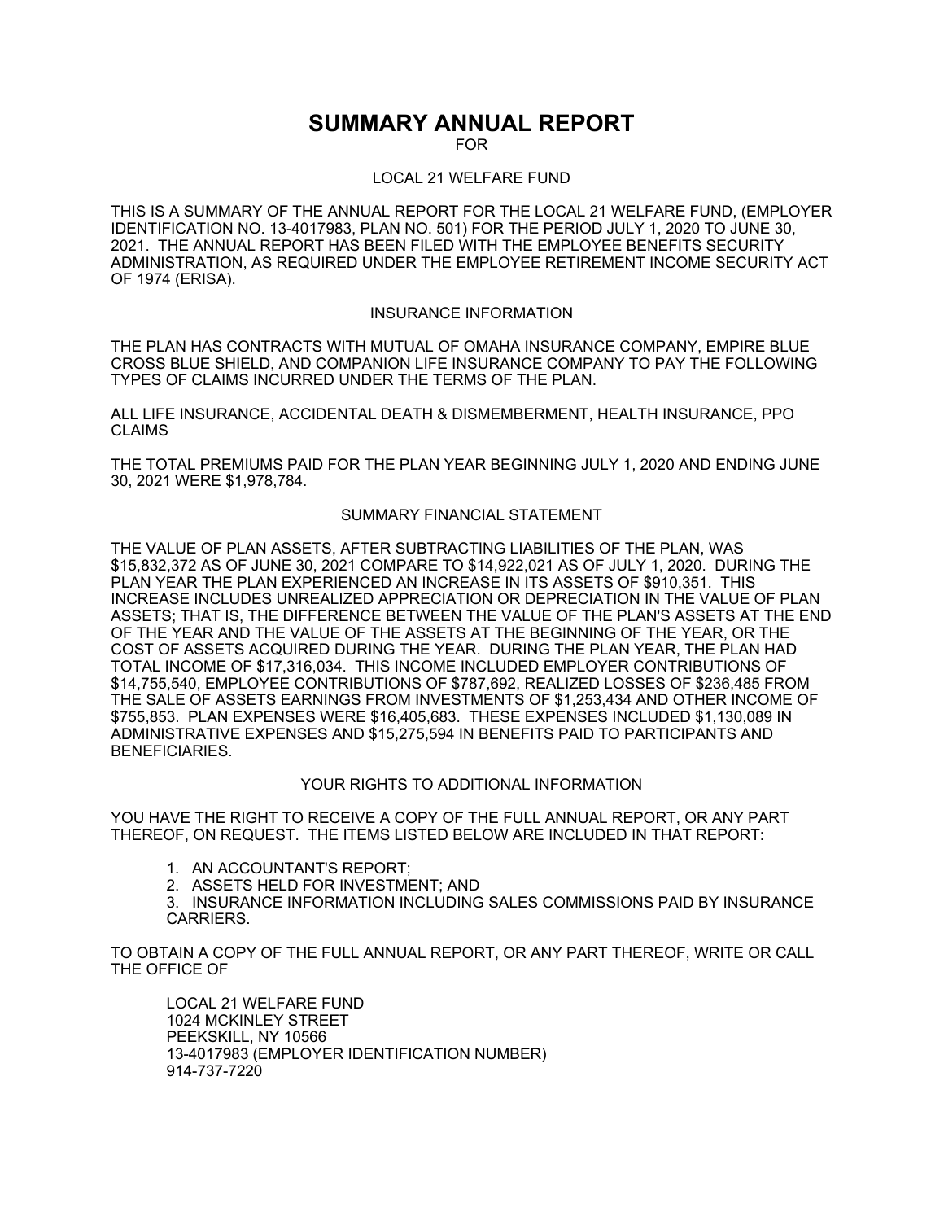# SUMMARY ANNUAL REPORT

FOR

LOCAL 21 WELFARE FUND

THIS IS A SUMMARY OF THE ANNUAL REPORT FOR THE LOCAL 21 WELFARE FUND, (EMPLOYER IDENTIFICATION NO. 13-4017983, PLAN NO. 501) FOR THE PERIOD JULY 1, 2020 TO JUNE 30, 2021. THE ANNUAL REPORT HAS BEEN FILED WITH THE EMPLOYEE BENEFITS SECURITY ADMINISTRATION, AS REQUIRED UNDER THE EMPLOYEE RETIREMENT INCOME SECURITY ACT OF 1974 (ERISA).

## INSURANCE INFORMATION

THE PLAN HAS CONTRACTS WITH MUTUAL OF OMAHA INSURANCE COMPANY, EMPIRE BLUE CROSS BLUE SHIELD, AND COMPANION LIFE INSURANCE COMPANY TO PAY THE FOLLOWING TYPES OF CLAIMS INCURRED UNDER THE TERMS OF THE PLAN.

ALL LIFE INSURANCE, ACCIDENTAL DEATH & DISMEMBERMENT, HEALTH INSURANCE, PPO CLAIMS

THE TOTAL PREMIUMS PAID FOR THE PLAN YEAR BEGINNING JULY 1, 2020 AND ENDING JUNE 30, 2021 WERE $1,978,784.

## SUMMARY FINANCIAL STATEMENT

THE VALUE OF PLAN ASSETS, AFTER SUBTRACTING LIABILITIES OF THE PLAN, WAS $15,832,372 AS OF JUNE 30, 2021 COMPARE TO $14,922,021 AS OF JULY 1, 2020. DURING THE PLAN YEAR THE PLAN EXPERIENCED AN INCREASE IN ITS ASSETS OF $910,351. THIS INCREASE INCLUDES UNREALIZED APPRECIATION OR DEPRECIATION IN THE VALUE OF PLAN ASSETS; THAT IS, THE DIFFERENCE BETWEEN THE VALUE OF THE PLAN'S ASSETS AT THE END OF THE YEAR AND THE VALUE OF THE ASSETS AT THE BEGINNING OF THE YEAR, OR THE COST OF ASSETS ACQUIRED DURING THE YEAR. DURING THE PLAN YEAR, THE PLAN HAD TOTAL INCOME OF $17,316,034. THIS INCOME INCLUDED EMPLOYER CONTRIBUTIONS OF $14,755,540, EMPLOYEE CONTRIBUTIONS OF $787,692, REALIZED LOSSES OF $236,485 FROM THE SALE OF ASSETS EARNINGS FROM INVESTMENTS OF $1,253,434 AND OTHER INCOME OF $755,853. PLAN EXPENSES WERE $16,405,683. THESE EXPENSES INCLUDED $1,130,089 IN ADMINISTRATIVE EXPENSES AND $15,275,594 IN BENEFITS PAID TO PARTICIPANTS AND BENEFICIARIES.

## YOUR RIGHTS TO ADDITIONAL INFORMATION

YOU HAVE THE RIGHT TO RECEIVE A COPY OF THE FULL ANNUAL REPORT, OR ANY PART THEREOF, ON REQUEST. THE ITEMS LISTED BELOW ARE INCLUDED IN THAT REPORT:

1. AN ACCOUNTANT'S REPORT;
2. ASSETS HELD FOR INVESTMENT; AND
3. INSURANCE INFORMATION INCLUDING SALES COMMISSIONS PAID BY INSURANCE CARRIERS.

TO OBTAIN A COPY OF THE FULL ANNUAL REPORT, OR ANY PART THEREOF, WRITE OR CALL THE OFFICE OF

LOCAL 21 WELFARE FUND
1024 MCKINLEY STREET
PEEKSKILL, NY 10566
13-4017983 (EMPLOYER IDENTIFICATION NUMBER)
914-737-7220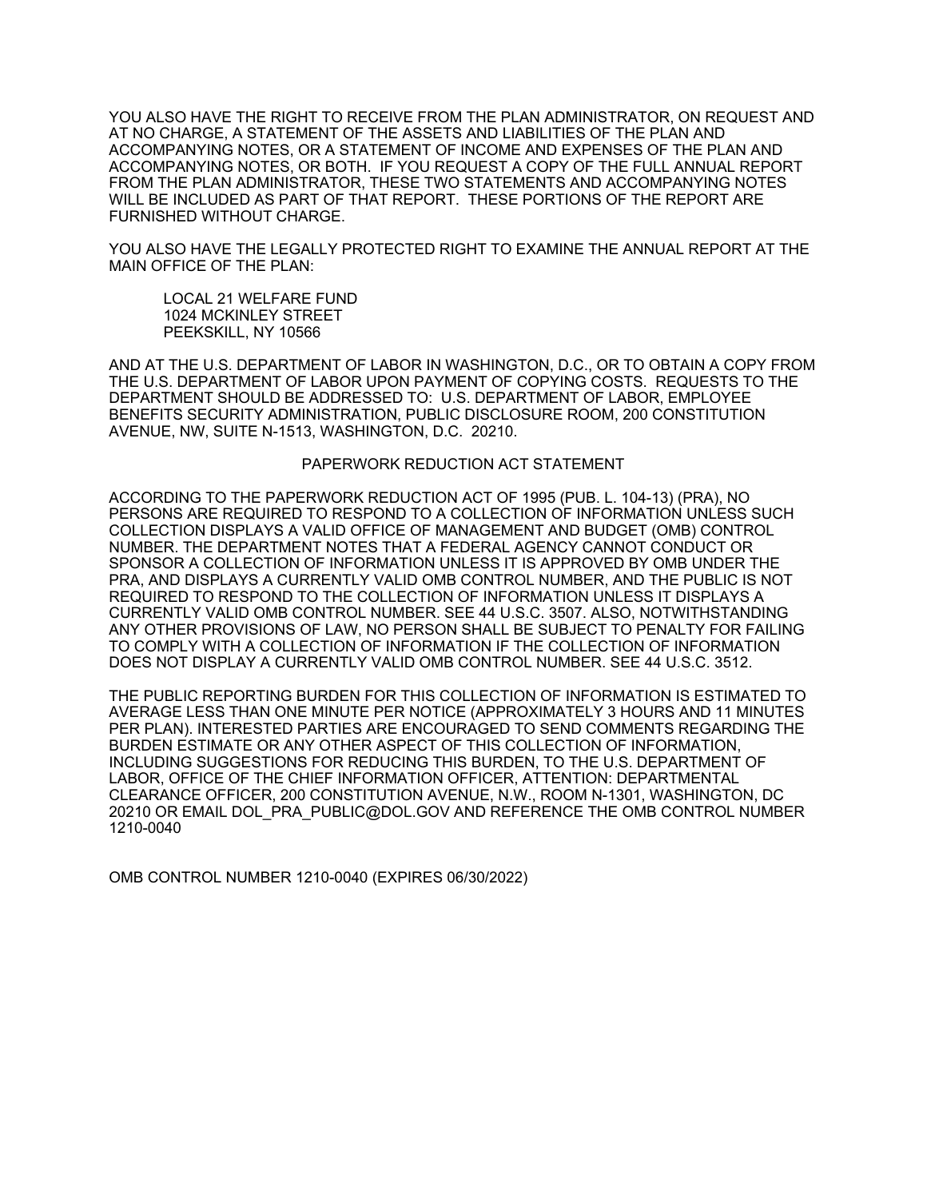YOU ALSO HAVE THE RIGHT TO RECEIVE FROM THE PLAN ADMINISTRATOR, ON REQUEST AND AT NO CHARGE, A STATEMENT OF THE ASSETS AND LIABILITIES OF THE PLAN AND ACCOMPANYING NOTES, OR A STATEMENT OF INCOME AND EXPENSES OF THE PLAN AND ACCOMPANYING NOTES, OR BOTH. IF YOU REQUEST A COPY OF THE FULL ANNUAL REPORT FROM THE PLAN ADMINISTRATOR, THESE TWO STATEMENTS AND ACCOMPANYING NOTES WILL BE INCLUDED AS PART OF THAT REPORT. THESE PORTIONS OF THE REPORT ARE FURNISHED WITHOUT CHARGE.

YOU ALSO HAVE THE LEGALLY PROTECTED RIGHT TO EXAMINE THE ANNUAL REPORT AT THE MAIN OFFICE OF THE PLAN:

LOCAL 21 WELFARE FUND
1024 MCKINLEY STREET
PEEKSKILL, NY 10566

AND AT THE U.S. DEPARTMENT OF LABOR IN WASHINGTON, D.C., OR TO OBTAIN A COPY FROM THE U.S. DEPARTMENT OF LABOR UPON PAYMENT OF COPYING COSTS. REQUESTS TO THE DEPARTMENT SHOULD BE ADDRESSED TO: U.S. DEPARTMENT OF LABOR, EMPLOYEE BENEFITS SECURITY ADMINISTRATION, PUBLIC DISCLOSURE ROOM, 200 CONSTITUTION AVENUE, NW, SUITE N-1513, WASHINGTON, D.C. 20210.

## PAPERWORK REDUCTION ACT STATEMENT

ACCORDING TO THE PAPERWORK REDUCTION ACT OF 1995 (PUB. L. 104-13) (PRA), NO PERSONS ARE REQUIRED TO RESPOND TO A COLLECTION OF INFORMATION UNLESS SUCH COLLECTION DISPLAYS A VALID OFFICE OF MANAGEMENT AND BUDGET (OMB) CONTROL NUMBER. THE DEPARTMENT NOTES THAT A FEDERAL AGENCY CANNOT CONDUCT OR SPONSOR A COLLECTION OF INFORMATION UNLESS IT IS APPROVED BY OMB UNDER THE PRA, AND DISPLAYS A CURRENTLY VALID OMB CONTROL NUMBER, AND THE PUBLIC IS NOT REQUIRED TO RESPOND TO THE COLLECTION OF INFORMATION UNLESS IT DISPLAYS A CURRENTLY VALID OMB CONTROL NUMBER. SEE 44 U.S.C. 3507. ALSO, NOTWITHSTANDING ANY OTHER PROVISIONS OF LAW, NO PERSON SHALL BE SUBJECT TO PENALTY FOR FAILING TO COMPLY WITH A COLLECTION OF INFORMATION IF THE COLLECTION OF INFORMATION DOES NOT DISPLAY A CURRENTLY VALID OMB CONTROL NUMBER. SEE 44 U.S.C. 3512.

THE PUBLIC REPORTING BURDEN FOR THIS COLLECTION OF INFORMATION IS ESTIMATED TO AVERAGE LESS THAN ONE MINUTE PER NOTICE (APPROXIMATELY 3 HOURS AND 11 MINUTES PER PLAN). INTERESTED PARTIES ARE ENCOURAGED TO SEND COMMENTS REGARDING THE BURDEN ESTIMATE OR ANY OTHER ASPECT OF THIS COLLECTION OF INFORMATION, INCLUDING SUGGESTIONS FOR REDUCING THIS BURDEN, TO THE U.S. DEPARTMENT OF LABOR, OFFICE OF THE CHIEF INFORMATION OFFICER, ATTENTION: DEPARTMENTAL CLEARANCE OFFICER, 200 CONSTITUTION AVENUE, N.W., ROOM N-1301, WASHINGTON, DC 20210 OR EMAIL DOL_PRA_PUBLIC@DOL.GOV AND REFERENCE THE OMB CONTROL NUMBER 1210-0040

OMB CONTROL NUMBER 1210-0040 (EXPIRES 06/30/2022)